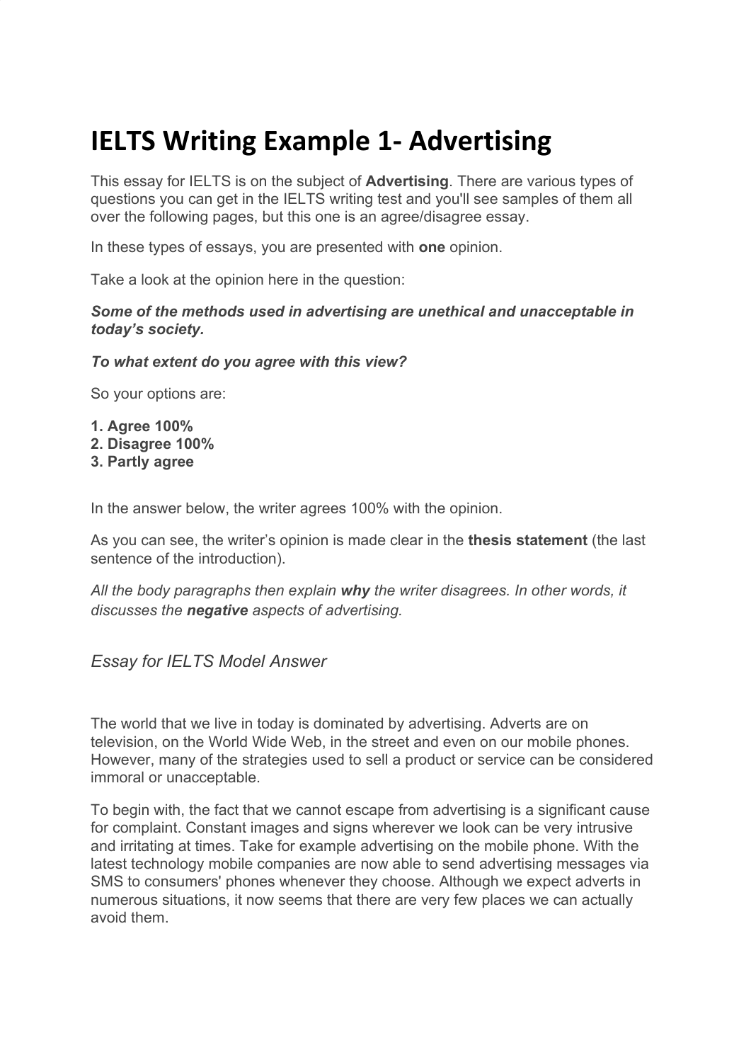# IELTS Writing Example 1- Advertising

This essay for IELTS is on the subject of **Advertising**. There are various types of questions you can get in the IELTS writing test and you'll see samples of them all over the following pages, but this one is an agree/disagree essay.

In these types of essays, you are presented with **one** opinion.

Take a look at the opinion here in the question:

***Some of the methods used in advertising are unethical and unacceptable in today's society.***

***To what extent do you agree with this view?***

So your options are:

**1. Agree 100%**
**2. Disagree 100%**
**3. Partly agree**

In the answer below, the writer agrees 100% with the opinion.

As you can see, the writer's opinion is made clear in the **thesis statement** (the last sentence of the introduction).

*All the body paragraphs then explain **why** the writer disagrees. In other words, it discusses the **negative** aspects of advertising.*

## *Essay for IELTS Model Answer*

The world that we live in today is dominated by advertising. Adverts are on television, on the World Wide Web, in the street and even on our mobile phones. However, many of the strategies used to sell a product or service can be considered immoral or unacceptable.

To begin with, the fact that we cannot escape from advertising is a significant cause for complaint. Constant images and signs wherever we look can be very intrusive and irritating at times. Take for example advertising on the mobile phone. With the latest technology mobile companies are now able to send advertising messages via SMS to consumers' phones whenever they choose. Although we expect adverts in numerous situations, it now seems that there are very few places we can actually avoid them.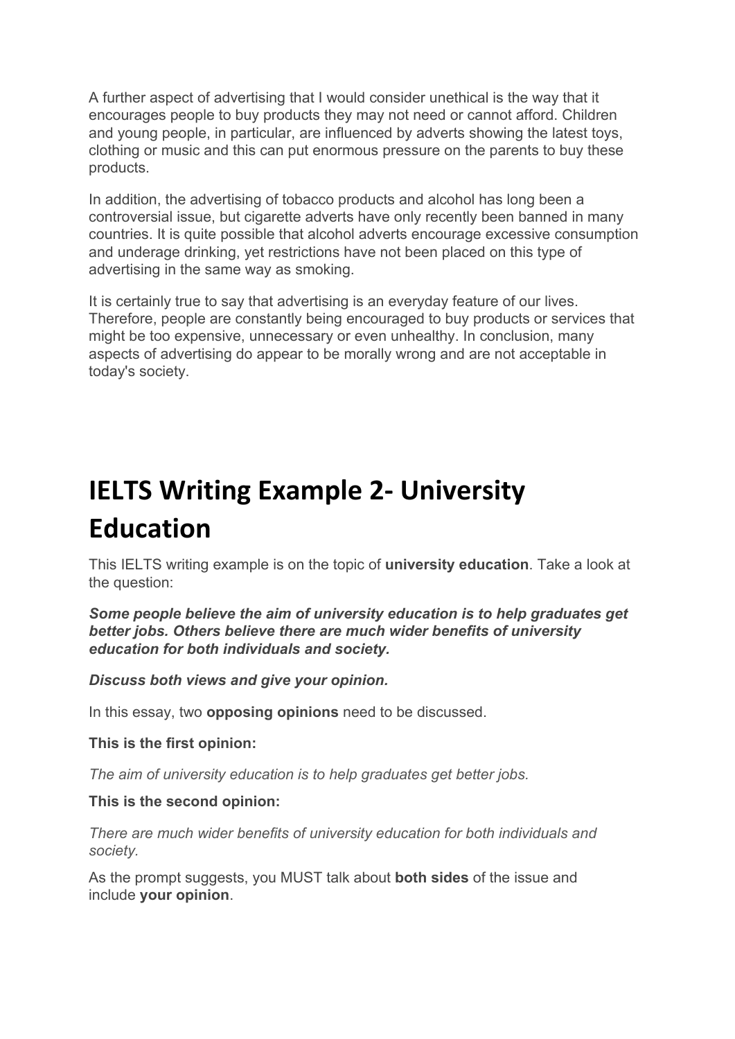A further aspect of advertising that I would consider unethical is the way that it encourages people to buy products they may not need or cannot afford. Children and young people, in particular, are influenced by adverts showing the latest toys, clothing or music and this can put enormous pressure on the parents to buy these products.

In addition, the advertising of tobacco products and alcohol has long been a controversial issue, but cigarette adverts have only recently been banned in many countries. It is quite possible that alcohol adverts encourage excessive consumption and underage drinking, yet restrictions have not been placed on this type of advertising in the same way as smoking.

It is certainly true to say that advertising is an everyday feature of our lives. Therefore, people are constantly being encouraged to buy products or services that might be too expensive, unnecessary or even unhealthy. In conclusion, many aspects of advertising do appear to be morally wrong and are not acceptable in today's society.

# IELTS Writing Example 2- University Education

This IELTS writing example is on the topic of **university education**. Take a look at the question:

***Some people believe the aim of university education is to help graduates get better jobs. Others believe there are much wider benefits of university education for both individuals and society.***

***Discuss both views and give your opinion.***

In this essay, two **opposing opinions** need to be discussed.

**This is the first opinion:**

*The aim of university education is to help graduates get better jobs.*

**This is the second opinion:**

*There are much wider benefits of university education for both individuals and society.*

As the prompt suggests, you MUST talk about **both sides** of the issue and include **your opinion**.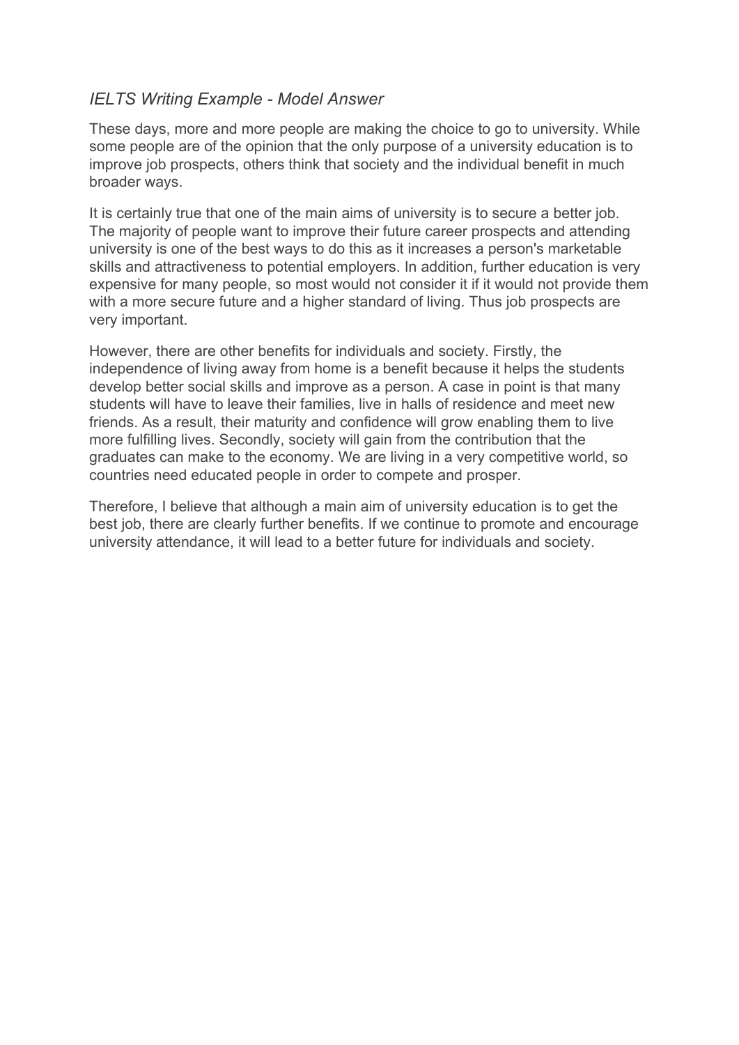*IELTS Writing Example - Model Answer*

These days, more and more people are making the choice to go to university. While some people are of the opinion that the only purpose of a university education is to improve job prospects, others think that society and the individual benefit in much broader ways.

It is certainly true that one of the main aims of university is to secure a better job. The majority of people want to improve their future career prospects and attending university is one of the best ways to do this as it increases a person's marketable skills and attractiveness to potential employers. In addition, further education is very expensive for many people, so most would not consider it if it would not provide them with a more secure future and a higher standard of living. Thus job prospects are very important.

However, there are other benefits for individuals and society. Firstly, the independence of living away from home is a benefit because it helps the students develop better social skills and improve as a person. A case in point is that many students will have to leave their families, live in halls of residence and meet new friends. As a result, their maturity and confidence will grow enabling them to live more fulfilling lives. Secondly, society will gain from the contribution that the graduates can make to the economy. We are living in a very competitive world, so countries need educated people in order to compete and prosper.

Therefore, I believe that although a main aim of university education is to get the best job, there are clearly further benefits. If we continue to promote and encourage university attendance, it will lead to a better future for individuals and society.